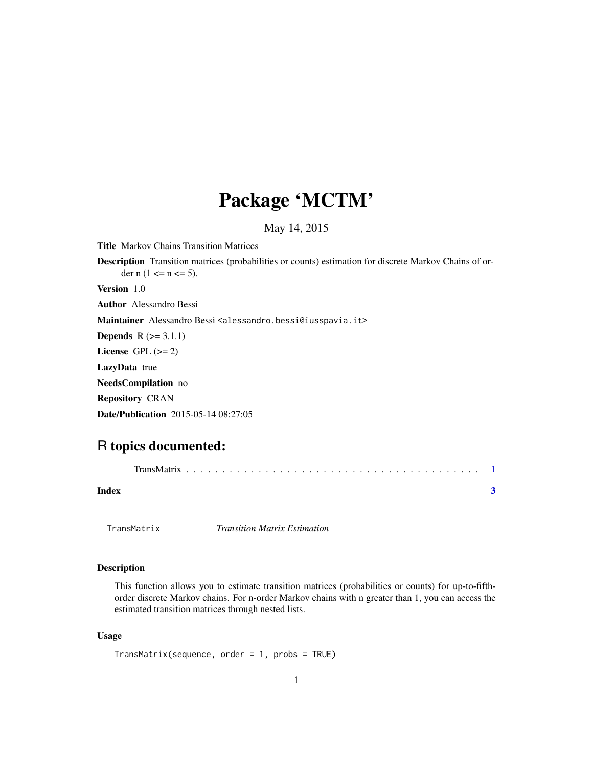# Package 'MCTM'

May 14, 2015

**Title** Markov Chains Transition Matrices

**Description** Transition matrices (probabilities or counts) estimation for discrete Markov Chains of order n (1 <= n <= 5).

**Version** 1.0

**Author** Alessandro Bessi

**Maintainer** Alessandro Bessi <alessandro.bessi@iusspavia.it>

**Depends** R (>= 3.1.1)

**License** GPL (>= 2)

**LazyData** true

**NeedsCompilation** no

**Repository** CRAN

**Date/Publication** 2015-05-14 08:27:05

## R topics documented:

TransMatrix . . . . . . . . . . . . . . . . . . . . . . . . . . . . . . . . . . . . . . . . . . 1

**Index** **3**

---

TransMatrix &nbsp;&nbsp;&nbsp;&nbsp; *Transition Matrix Estimation*

---

### Description

This function allows you to estimate transition matrices (probabilities or counts) for up-to-fifth-order discrete Markov chains. For n-order Markov chains with n greater than 1, you can access the estimated transition matrices through nested lists.

### Usage

```
TransMatrix(sequence, order = 1, probs = TRUE)
```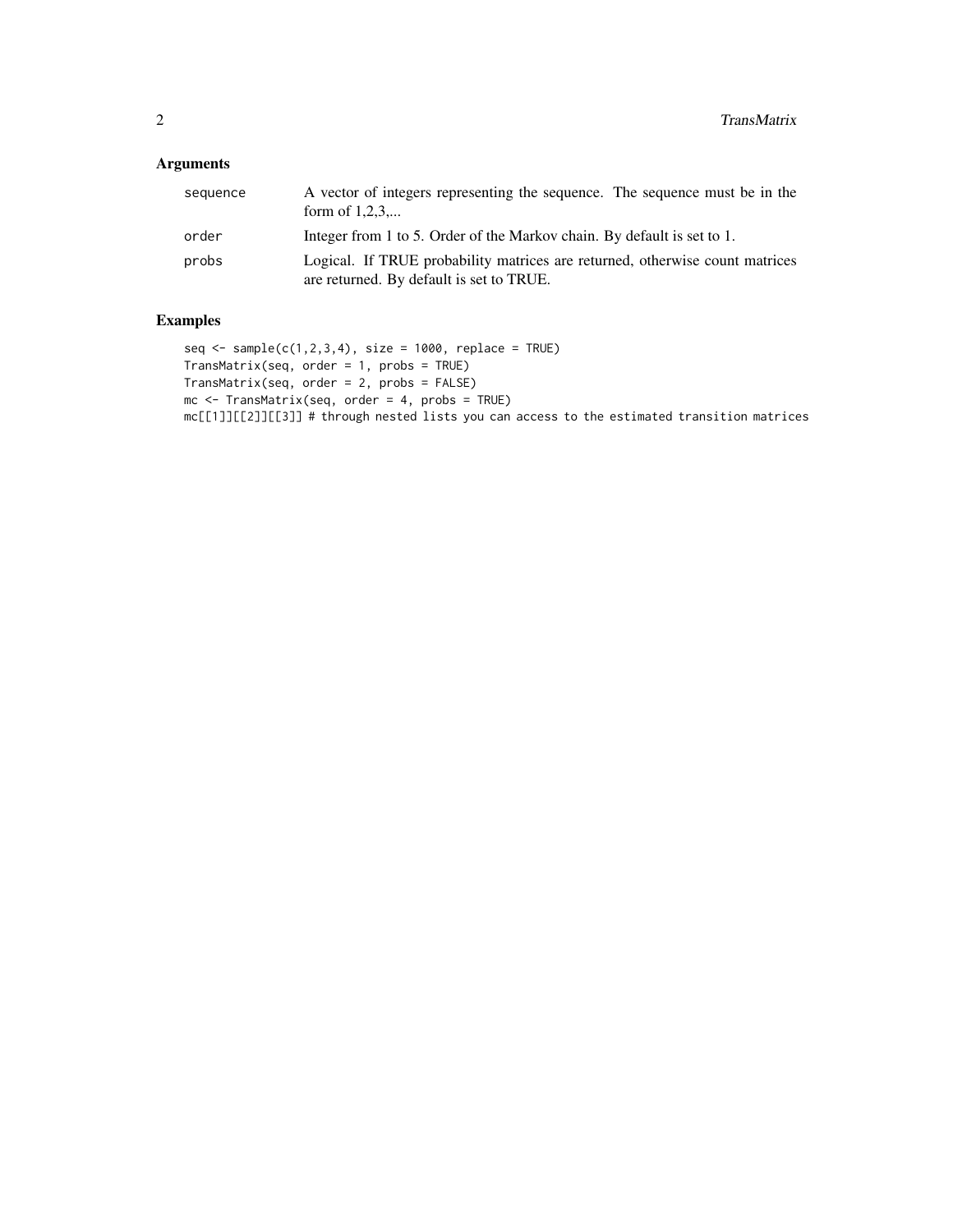## Arguments

| | |
|---|---|
| `sequence` | A vector of integers representing the sequence. The sequence must be in the form of 1,2,3,... |
| `order` | Integer from 1 to 5. Order of the Markov chain. By default is set to 1. |
| `probs` | Logical. If TRUE probability matrices are returned, otherwise count matrices are returned. By default is set to TRUE. |

## Examples

```
seq <- sample(c(1,2,3,4), size = 1000, replace = TRUE)
TransMatrix(seq, order = 1, probs = TRUE)
TransMatrix(seq, order = 2, probs = FALSE)
mc <- TransMatrix(seq, order = 4, probs = TRUE)
mc[[1]][[2]][[3]] # through nested lists you can access to the estimated transition matrices
```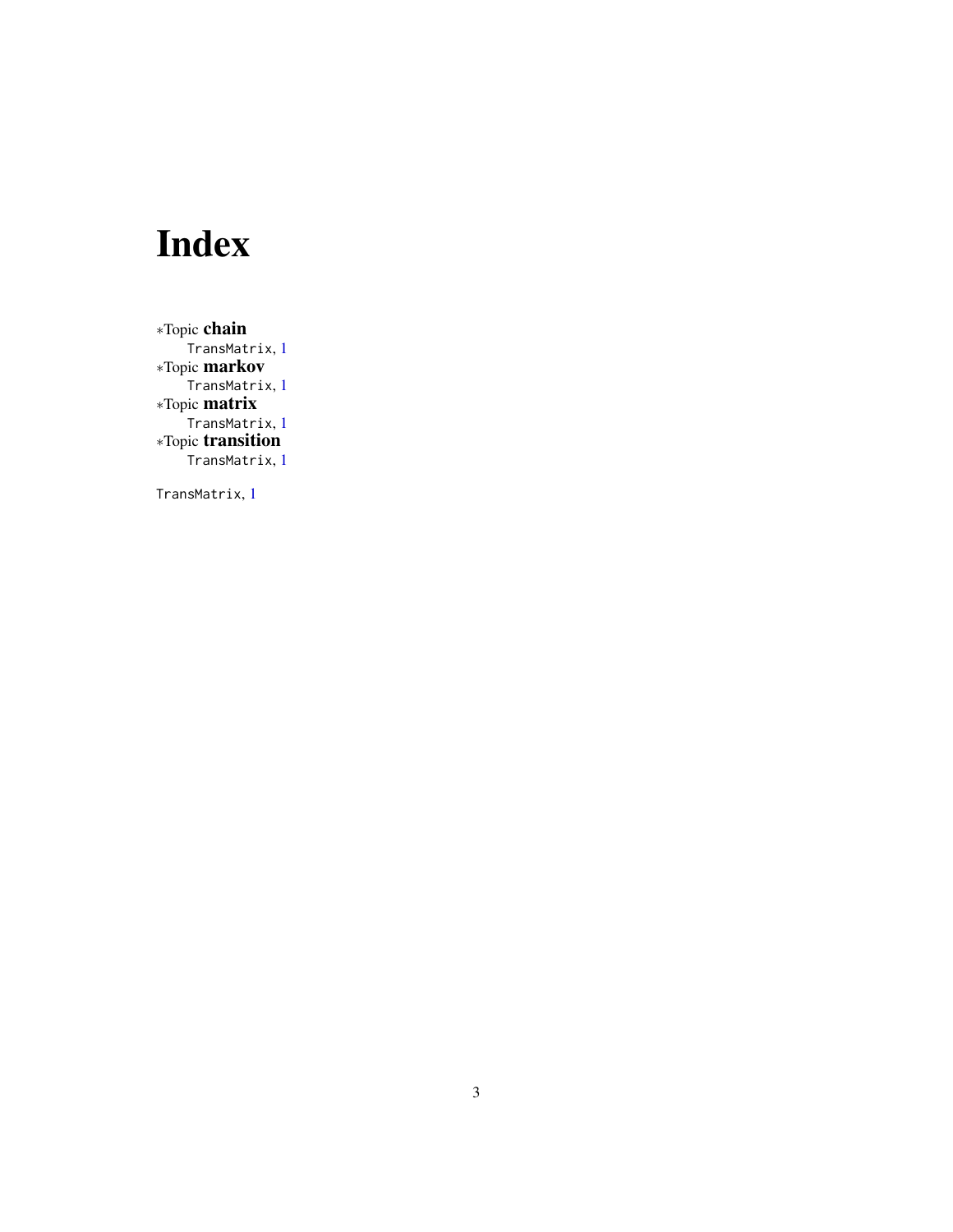# Index

∗Topic **chain**
  `TransMatrix`, 1
∗Topic **markov**
  `TransMatrix`, 1
∗Topic **matrix**
  `TransMatrix`, 1
∗Topic **transition**
  `TransMatrix`, 1

`TransMatrix`, 1